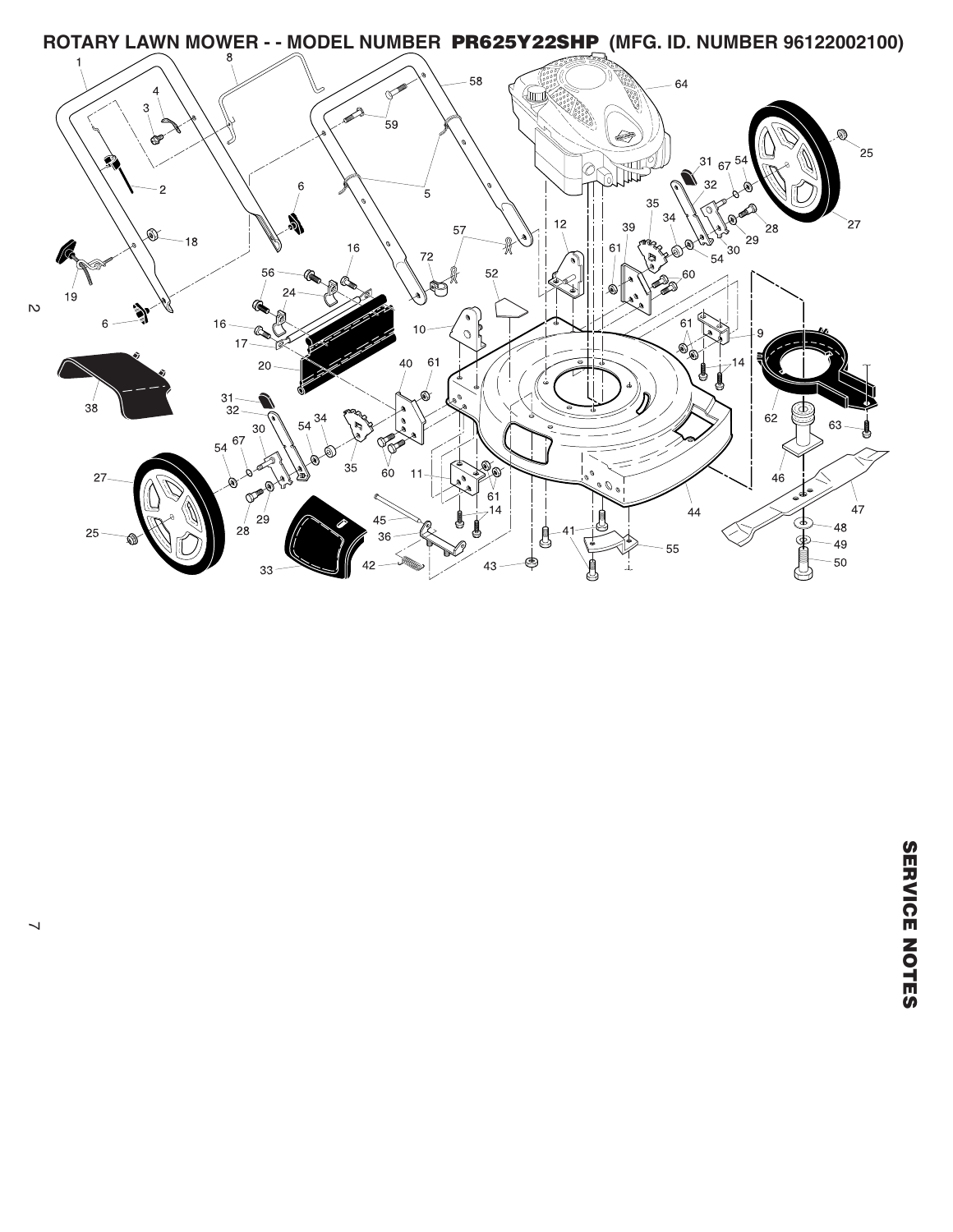# ROTARY LAWN MOWER - - MODEL NUMBER PR625Y22SHP (MFG. ID. NUMBER 96122002100)

SERVICE NOTES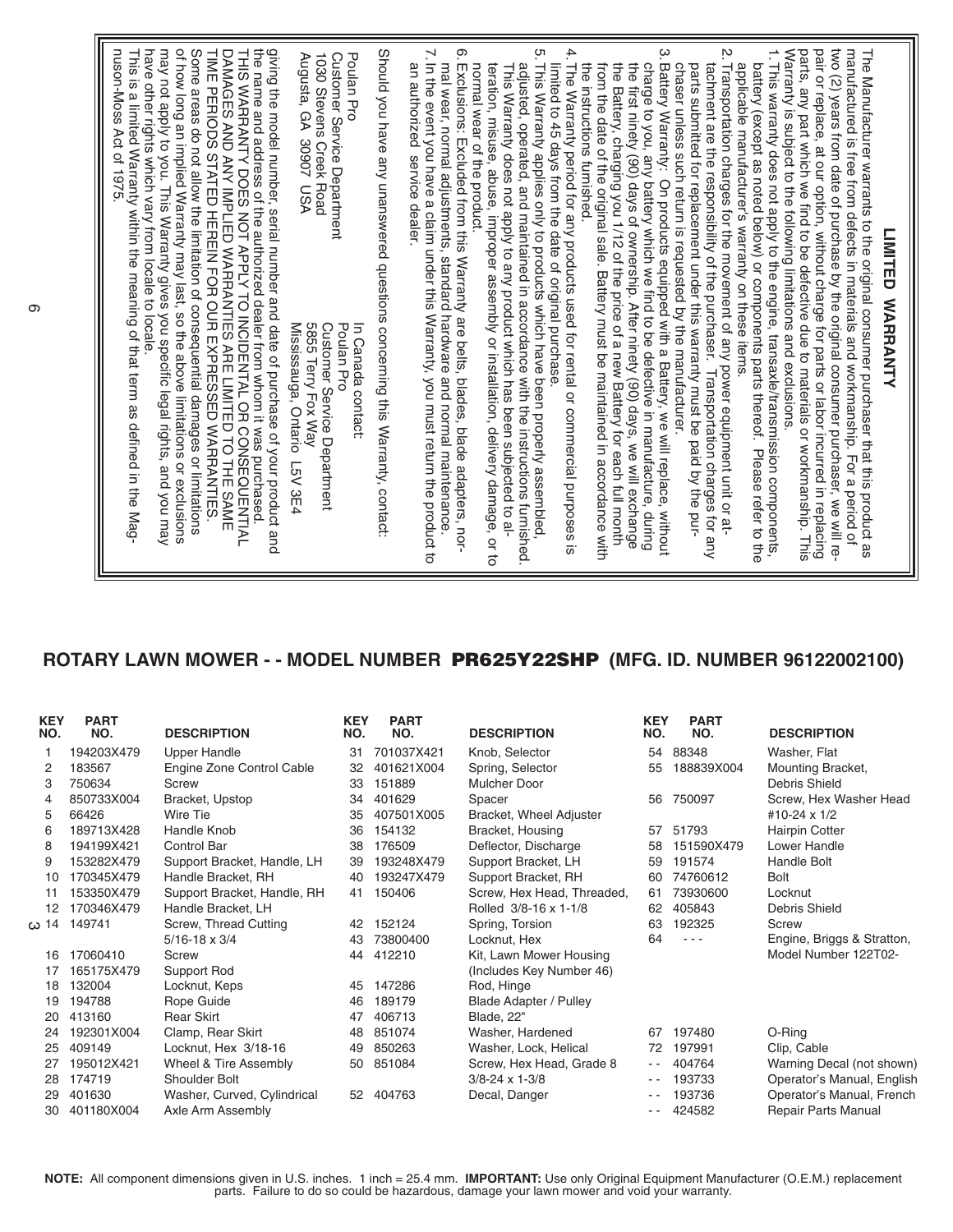## LIMITED WARRANTY

The Manufacturer warrants to the original consumer purchaser that this product as manufactured is free from defects in materials and workmanship. For a period of two (2) years from date of purchase by the original consumer purchaser, we will repair or replace, at our option, without charge for parts or labor incurred in replacing parts, any part which we find to be defective due to materials or workmanship. This Warranty is subject to the following limitations and exclusions.

1. This warranty does not apply to the engine, transaxle/transmission components, battery (except as noted below) or components parts thereof. Please refer to the applicable manufacturer's warranty on these items.
2. Transportation charges for the movement of any power equipment unit or attachment are the responsibility of the purchaser. Transportation charges for any parts submitted for replacement under this warranty must be paid by the purchaser unless such return is requested by the manufacturer.
3. Battery Warranty: On products equipped with a Battery, we will replace, without charge to you, any battery which we find to be defective in manufacture, during the first ninety (90) days of ownership. After ninety (90) days, we will exchange the Battery, charging you 1/12 of the price of a new Battery for each full month from the date of the original sale. Battery must be maintained in accordance with the instructions furnished.
4. The Warranty period for any products used for rental or commercial purposes is limited to 45 days from the date of original purchase.
5. This Warranty applies only to products which have been properly assembled, adjusted, operated, and maintained in accordance with the instructions furnished. This Warranty does not apply to any product which has been subjected to alteration, misuse, abuse, improper assembly or installation, delivery damage, or to normal wear of the product.
6. Exclusions: Excluded from this Warranty are belts, blades, blade adapters, normal wear, normal adjustments, standard hardware and normal maintenance.
7. In the event you have a claim under this Warranty, you must return the product to an authorized service dealer.

Should you have any unanswered questions concerning this Warranty, contact:

Poulan Pro
Customer Service Department
1030 Stevens Creek Road
Augusta, GA 30907 USA

In Canada contact:
Poulan Pro
Customer Service Department
5855 Terry Fox Way
Mississauga, Ontario L5V 3E4

giving the model number, serial number and date of purchase of your product and the name and address of the authorized dealer from whom it was purchased.

THIS WARRANTY DOES NOT APPLY TO INCIDENTAL OR CONSEQUENTIAL DAMAGES AND ANY IMPLIED WARRANTIES ARE LIMITED TO THE SAME TIME PERIODS STATED HEREIN FOR OUR EXPRESSED WARRANTIES.

Some areas do not allow the limitation of consequential damages or limitations of how long an implied Warranty may last, so the above limitations or exclusions may not apply to you. This Warranty gives you specific legal rights, and you may have other rights which vary from locale to locale.

This is a limited Warranty within the meaning of that term as defined in the Magnuson-Moss Act of 1975.

## ROTARY LAWN MOWER - - MODEL NUMBER PR625Y22SHP (MFG. ID. NUMBER 96122002100)

| KEY NO. | PART NO. | DESCRIPTION |
|---|---|---|
| 1 | 194203X479 | Upper Handle |
| 2 | 183567 | Engine Zone Control Cable |
| 3 | 750634 | Screw |
| 4 | 850733X004 | Bracket, Upstop |
| 5 | 66426 | Wire Tie |
| 6 | 189713X428 | Handle Knob |
| 8 | 194199X421 | Control Bar |
| 9 | 153282X479 | Support Bracket, Handle, LH |
| 10 | 170345X479 | Handle Bracket, RH |
| 11 | 153350X479 | Support Bracket, Handle, RH |
| 12 | 170346X479 | Handle Bracket, LH |
| 14 | 149741 | Screw, Thread Cutting 5/16-18 x 3/4 |
| 16 | 17060410 | Screw |
| 17 | 165175X479 | Support Rod |
| 18 | 132004 | Locknut, Keps |
| 19 | 194788 | Rope Guide |
| 20 | 413160 | Rear Skirt |
| 24 | 192301X004 | Clamp, Rear Skirt |
| 25 | 409149 | Locknut, Hex 3/18-16 |
| 27 | 195012X421 | Wheel & Tire Assembly |
| 28 | 174719 | Shoulder Bolt |
| 29 | 401630 | Washer, Curved, Cylindrical |
| 30 | 401180X004 | Axle Arm Assembly |
| 31 | 701037X421 | Knob, Selector |
| 32 | 401621X004 | Spring, Selector |
| 33 | 151889 | Mulcher Door |
| 34 | 401629 | Spacer |
| 35 | 407501X005 | Bracket, Wheel Adjuster |
| 36 | 154132 | Bracket, Housing |
| 38 | 176509 | Deflector, Discharge |
| 39 | 193248X479 | Support Bracket, LH |
| 40 | 193247X479 | Support Bracket, RH |
| 41 | 150406 | Screw, Hex Head, Threaded, Rolled 3/8-16 x 1-1/8 |
| 42 | 152124 | Spring, Torsion |
| 43 | 73800400 | Locknut, Hex |
| 44 | 412210 | Kit, Lawn Mower Housing (Includes Key Number 46) |
| 45 | 147286 | Rod, Hinge |
| 46 | 189179 | Blade Adapter / Pulley |
| 47 | 406713 | Blade, 22" |
| 48 | 851074 | Washer, Hardened |
| 49 | 850263 | Washer, Lock, Helical |
| 50 | 851084 | Screw, Hex Head, Grade 8 3/8-24 x 1-3/8 |
| 52 | 404763 | Decal, Danger |
| 54 | 88348 | Washer, Flat |
| 55 | 188839X004 | Mounting Bracket, Debris Shield |
| 56 | 750097 | Screw, Hex Washer Head #10-24 x 1/2 |
| 57 | 51793 | Hairpin Cotter |
| 58 | 151590X479 | Lower Handle |
| 59 | 191574 | Handle Bolt |
| 60 | 74760612 | Bolt |
| 61 | 73930600 | Locknut |
| 62 | 405843 | Debris Shield |
| 63 | 192325 | Screw |
| 64 | - - - | Engine, Briggs & Stratton, Model Number 122T02- |
| 67 | 197480 | O-Ring |
| 72 | 197991 | Clip, Cable |
| - - | 404764 | Warning Decal (not shown) |
| - - | 193733 | Operator's Manual, English |
| - - | 193736 | Operator's Manual, French |
| - - | 424582 | Repair Parts Manual |

**NOTE:** All component dimensions given in U.S. inches. 1 inch = 25.4 mm. **IMPORTANT:** Use only Original Equipment Manufacturer (O.E.M.) replacement parts. Failure to do so could be hazardous, damage your lawn mower and void your warranty.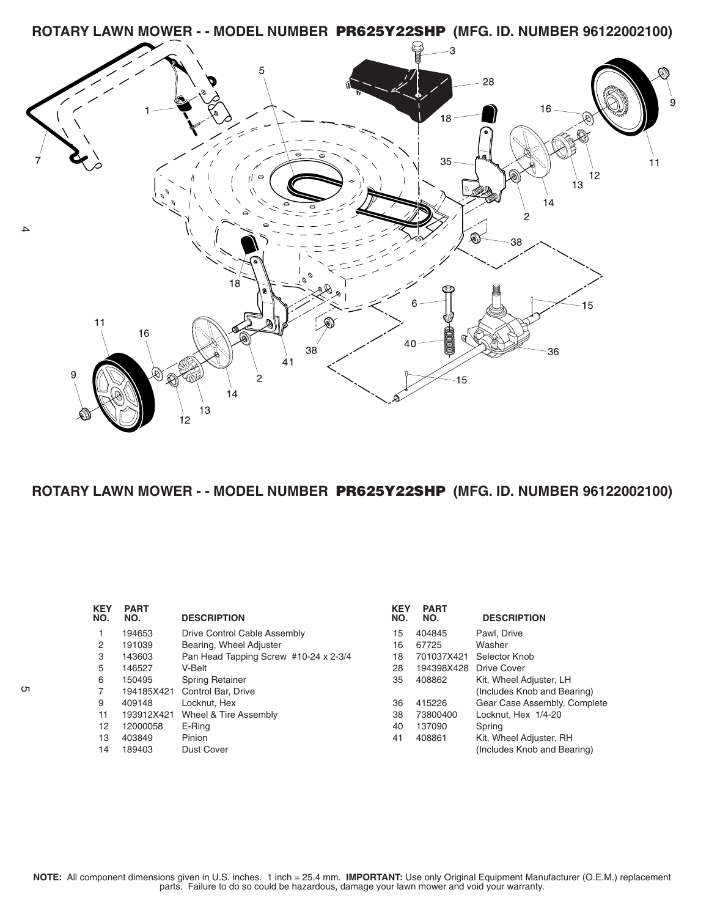# ROTARY LAWN MOWER - - MODEL NUMBER PR625Y22SHP (MFG. ID. NUMBER 96122002100)

## ROTARY LAWN MOWER - - MODEL NUMBER PR625Y22SHP (MFG. ID. NUMBER 96122002100)

| KEY NO. | PART NO. | DESCRIPTION |
|---|---|---|
| 1 | 194653 | Drive Control Cable Assembly |
| 2 | 191039 | Bearing, Wheel Adjuster |
| 3 | 143603 | Pan Head Tapping Screw #10-24 x 2-3/4 |
| 5 | 146527 | V-Belt |
| 6 | 150495 | Spring Retainer |
| 7 | 194185X421 | Control Bar, Drive |
| 9 | 409148 | Locknut, Hex |
| 11 | 193912X421 | Wheel & Tire Assembly |
| 12 | 12000058 | E-Ring |
| 13 | 403849 | Pinion |
| 14 | 189403 | Dust Cover |
| 15 | 404845 | Pawl, Drive |
| 16 | 67725 | Washer |
| 18 | 701037X421 | Selector Knob |
| 28 | 194398X428 | Drive Cover |
| 35 | 408862 | Kit, Wheel Adjuster, LH (Includes Knob and Bearing) |
| 36 | 415226 | Gear Case Assembly, Complete |
| 38 | 73800400 | Locknut, Hex 1/4-20 |
| 40 | 137090 | Spring |
| 41 | 408861 | Kit, Wheel Adjuster, RH (Includes Knob and Bearing) |

**NOTE:** All component dimensions given in U.S. inches. 1 inch = 25.4 mm. **IMPORTANT:** Use only Original Equipment Manufacturer (O.E.M.) replacement parts. Failure to do so could be hazardous, damage your lawn mower and void your warranty.